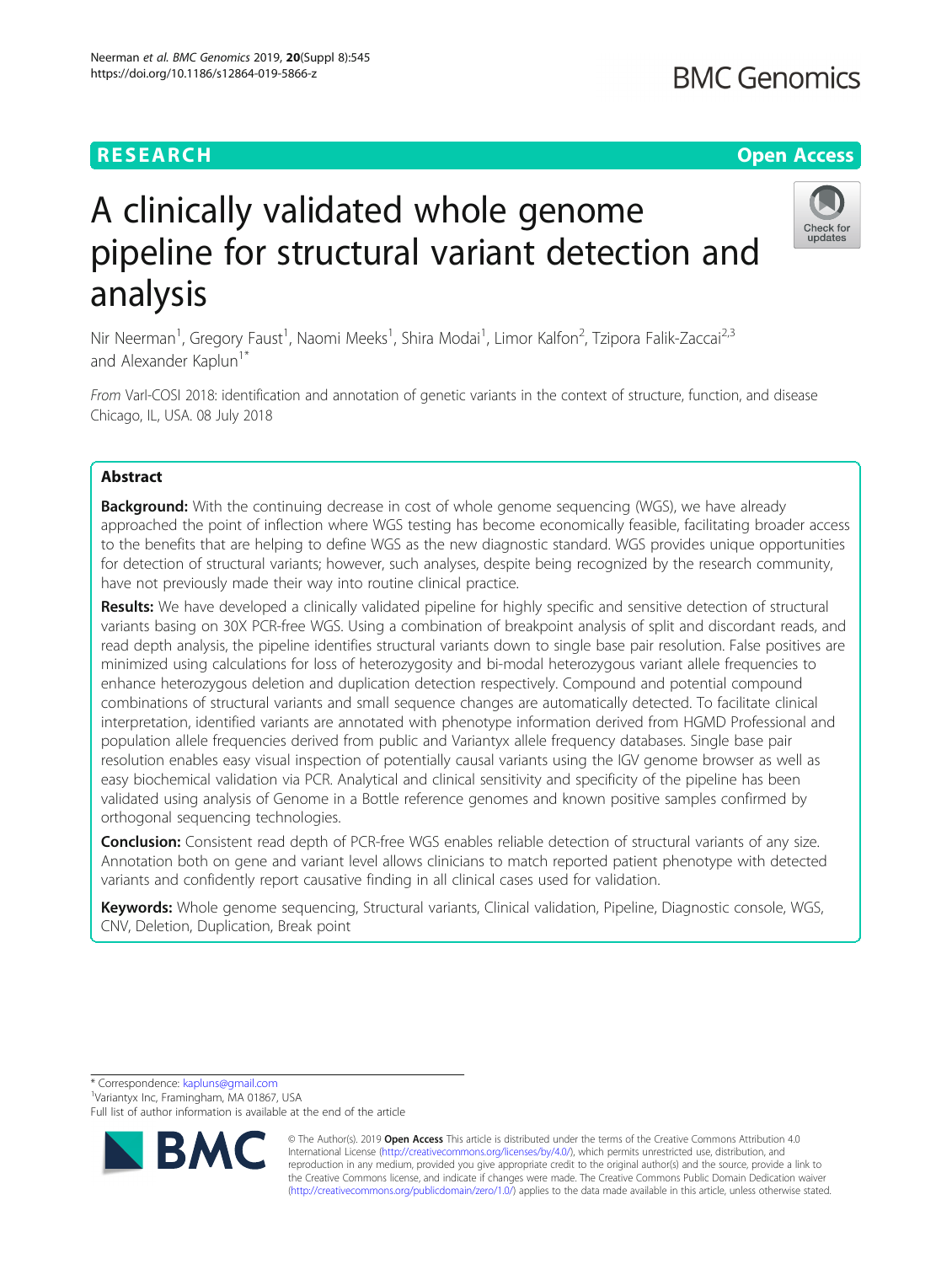RESEARCH

Open Access

# A clinically validated whole genome pipeline for structural variant detection and analysis

Nir Neerman[1], Gregory Faust[1], Naomi Meeks[1], Shira Modai[1], Limor Kalfon[2], Tzipora Falik-Zaccai[2,3] and Alexander Kaplun[1*]

*From* Varl-COSI 2018: identification and annotation of genetic variants in the context of structure, function, and disease Chicago, IL, USA. 08 July 2018

## Abstract

**Background:** With the continuing decrease in cost of whole genome sequencing (WGS), we have already approached the point of inflection where WGS testing has become economically feasible, facilitating broader access to the benefits that are helping to define WGS as the new diagnostic standard. WGS provides unique opportunities for detection of structural variants; however, such analyses, despite being recognized by the research community, have not previously made their way into routine clinical practice.

**Results:** We have developed a clinically validated pipeline for highly specific and sensitive detection of structural variants basing on 30X PCR-free WGS. Using a combination of breakpoint analysis of split and discordant reads, and read depth analysis, the pipeline identifies structural variants down to single base pair resolution. False positives are minimized using calculations for loss of heterozygosity and bi-modal heterozygous variant allele frequencies to enhance heterozygous deletion and duplication detection respectively. Compound and potential compound combinations of structural variants and small sequence changes are automatically detected. To facilitate clinical interpretation, identified variants are annotated with phenotype information derived from HGMD Professional and population allele frequencies derived from public and Variantyx allele frequency databases. Single base pair resolution enables easy visual inspection of potentially causal variants using the IGV genome browser as well as easy biochemical validation via PCR. Analytical and clinical sensitivity and specificity of the pipeline has been validated using analysis of Genome in a Bottle reference genomes and known positive samples confirmed by orthogonal sequencing technologies.

**Conclusion:** Consistent read depth of PCR-free WGS enables reliable detection of structural variants of any size. Annotation both on gene and variant level allows clinicians to match reported patient phenotype with detected variants and confidently report causative finding in all clinical cases used for validation.

**Keywords:** Whole genome sequencing, Structural variants, Clinical validation, Pipeline, Diagnostic console, WGS, CNV, Deletion, Duplication, Break point

\* Correspondence: kapluns@gmail.com
[1]Variantyx Inc, Framingham, MA 01867, USA
Full list of author information is available at the end of the article

© The Author(s). 2019 **Open Access** This article is distributed under the terms of the Creative Commons Attribution 4.0 International License (http://creativecommons.org/licenses/by/4.0/), which permits unrestricted use, distribution, and reproduction in any medium, provided you give appropriate credit to the original author(s) and the source, provide a link to the Creative Commons license, and indicate if changes were made. The Creative Commons Public Domain Dedication waiver (http://creativecommons.org/publicdomain/zero/1.0/) applies to the data made available in this article, unless otherwise stated.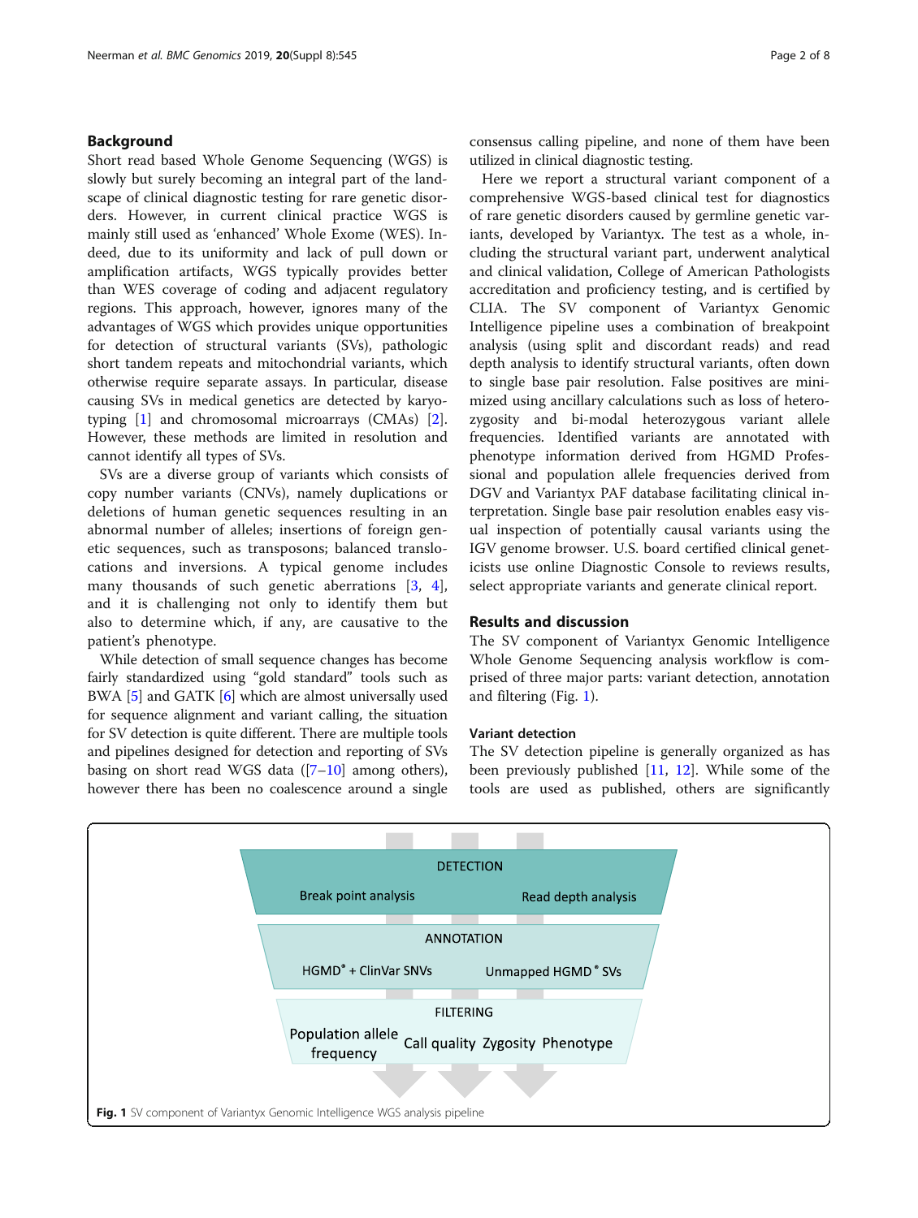## Background

Short read based Whole Genome Sequencing (WGS) is slowly but surely becoming an integral part of the landscape of clinical diagnostic testing for rare genetic disorders. However, in current clinical practice WGS is mainly still used as 'enhanced' Whole Exome (WES). Indeed, due to its uniformity and lack of pull down or amplification artifacts, WGS typically provides better than WES coverage of coding and adjacent regulatory regions. This approach, however, ignores many of the advantages of WGS which provides unique opportunities for detection of structural variants (SVs), pathologic short tandem repeats and mitochondrial variants, which otherwise require separate assays. In particular, disease causing SVs in medical genetics are detected by karyotyping [1] and chromosomal microarrays (CMAs) [2]. However, these methods are limited in resolution and cannot identify all types of SVs.

SVs are a diverse group of variants which consists of copy number variants (CNVs), namely duplications or deletions of human genetic sequences resulting in an abnormal number of alleles; insertions of foreign genetic sequences, such as transposons; balanced translocations and inversions. A typical genome includes many thousands of such genetic aberrations [3, 4], and it is challenging not only to identify them but also to determine which, if any, are causative to the patient's phenotype.

While detection of small sequence changes has become fairly standardized using "gold standard" tools such as BWA [5] and GATK [6] which are almost universally used for sequence alignment and variant calling, the situation for SV detection is quite different. There are multiple tools and pipelines designed for detection and reporting of SVs basing on short read WGS data ([7–10] among others), however there has been no coalescence around a single consensus calling pipeline, and none of them have been utilized in clinical diagnostic testing.

Here we report a structural variant component of a comprehensive WGS-based clinical test for diagnostics of rare genetic disorders caused by germline genetic variants, developed by Variantyx. The test as a whole, including the structural variant part, underwent analytical and clinical validation, College of American Pathologists accreditation and proficiency testing, and is certified by CLIA. The SV component of Variantyx Genomic Intelligence pipeline uses a combination of breakpoint analysis (using split and discordant reads) and read depth analysis to identify structural variants, often down to single base pair resolution. False positives are minimized using ancillary calculations such as loss of heterozygosity and bi-modal heterozygous variant allele frequencies. Identified variants are annotated with phenotype information derived from HGMD Professional and population allele frequencies derived from DGV and Variantyx PAF database facilitating clinical interpretation. Single base pair resolution enables easy visual inspection of potentially causal variants using the IGV genome browser. U.S. board certified clinical geneticists use online Diagnostic Console to reviews results, select appropriate variants and generate clinical report.

## Results and discussion

The SV component of Variantyx Genomic Intelligence Whole Genome Sequencing analysis workflow is comprised of three major parts: variant detection, annotation and filtering (Fig. 1).

### Variant detection

The SV detection pipeline is generally organized as has been previously published [11, 12]. While some of the tools are used as published, others are significantly

DETECTION
Break point analysis
Read depth analysis
ANNOTATION
HGMD® + ClinVar SNVs
Unmapped HGMD® SVs
FILTERING
Population allele frequency
Call quality
Zygosity
Phenotype

**Fig. 1** SV component of Variantyx Genomic Intelligence WGS analysis pipeline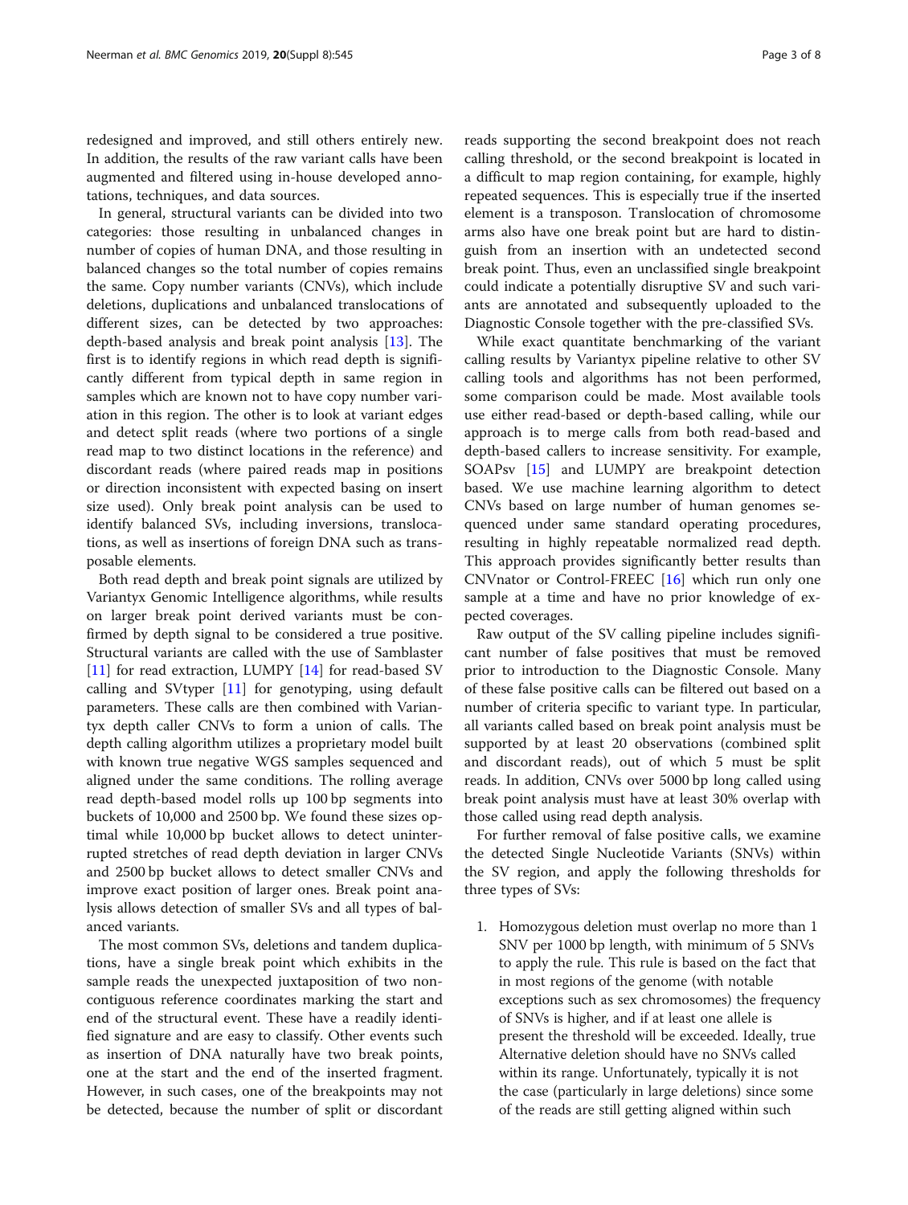redesigned and improved, and still others entirely new. In addition, the results of the raw variant calls have been augmented and filtered using in-house developed annotations, techniques, and data sources.

In general, structural variants can be divided into two categories: those resulting in unbalanced changes in number of copies of human DNA, and those resulting in balanced changes so the total number of copies remains the same. Copy number variants (CNVs), which include deletions, duplications and unbalanced translocations of different sizes, can be detected by two approaches: depth-based analysis and break point analysis [13]. The first is to identify regions in which read depth is significantly different from typical depth in same region in samples which are known not to have copy number variation in this region. The other is to look at variant edges and detect split reads (where two portions of a single read map to two distinct locations in the reference) and discordant reads (where paired reads map in positions or direction inconsistent with expected basing on insert size used). Only break point analysis can be used to identify balanced SVs, including inversions, translocations, as well as insertions of foreign DNA such as transposable elements.

Both read depth and break point signals are utilized by Variantyx Genomic Intelligence algorithms, while results on larger break point derived variants must be confirmed by depth signal to be considered a true positive. Structural variants are called with the use of Samblaster [11] for read extraction, LUMPY [14] for read-based SV calling and SVtyper [11] for genotyping, using default parameters. These calls are then combined with Variantyx depth caller CNVs to form a union of calls. The depth calling algorithm utilizes a proprietary model built with known true negative WGS samples sequenced and aligned under the same conditions. The rolling average read depth-based model rolls up 100 bp segments into buckets of 10,000 and 2500 bp. We found these sizes optimal while 10,000 bp bucket allows to detect uninterrupted stretches of read depth deviation in larger CNVs and 2500 bp bucket allows to detect smaller CNVs and improve exact position of larger ones. Break point analysis allows detection of smaller SVs and all types of balanced variants.

The most common SVs, deletions and tandem duplications, have a single break point which exhibits in the sample reads the unexpected juxtaposition of two noncontiguous reference coordinates marking the start and end of the structural event. These have a readily identified signature and are easy to classify. Other events such as insertion of DNA naturally have two break points, one at the start and the end of the inserted fragment. However, in such cases, one of the breakpoints may not be detected, because the number of split or discordant reads supporting the second breakpoint does not reach calling threshold, or the second breakpoint is located in a difficult to map region containing, for example, highly repeated sequences. This is especially true if the inserted element is a transposon. Translocation of chromosome arms also have one break point but are hard to distinguish from an insertion with an undetected second break point. Thus, even an unclassified single breakpoint could indicate a potentially disruptive SV and such variants are annotated and subsequently uploaded to the Diagnostic Console together with the pre-classified SVs.

While exact quantitate benchmarking of the variant calling results by Variantyx pipeline relative to other SV calling tools and algorithms has not been performed, some comparison could be made. Most available tools use either read-based or depth-based calling, while our approach is to merge calls from both read-based and depth-based callers to increase sensitivity. For example, SOAPsv [15] and LUMPY are breakpoint detection based. We use machine learning algorithm to detect CNVs based on large number of human genomes sequenced under same standard operating procedures, resulting in highly repeatable normalized read depth. This approach provides significantly better results than CNVnator or Control-FREEC [16] which run only one sample at a time and have no prior knowledge of expected coverages.

Raw output of the SV calling pipeline includes significant number of false positives that must be removed prior to introduction to the Diagnostic Console. Many of these false positive calls can be filtered out based on a number of criteria specific to variant type. In particular, all variants called based on break point analysis must be supported by at least 20 observations (combined split and discordant reads), out of which 5 must be split reads. In addition, CNVs over 5000 bp long called using break point analysis must have at least 30% overlap with those called using read depth analysis.

For further removal of false positive calls, we examine the detected Single Nucleotide Variants (SNVs) within the SV region, and apply the following thresholds for three types of SVs:

1. Homozygous deletion must overlap no more than 1 SNV per 1000 bp length, with minimum of 5 SNVs to apply the rule. This rule is based on the fact that in most regions of the genome (with notable exceptions such as sex chromosomes) the frequency of SNVs is higher, and if at least one allele is present the threshold will be exceeded. Ideally, true Alternative deletion should have no SNVs called within its range. Unfortunately, typically it is not the case (particularly in large deletions) since some of the reads are still getting aligned within such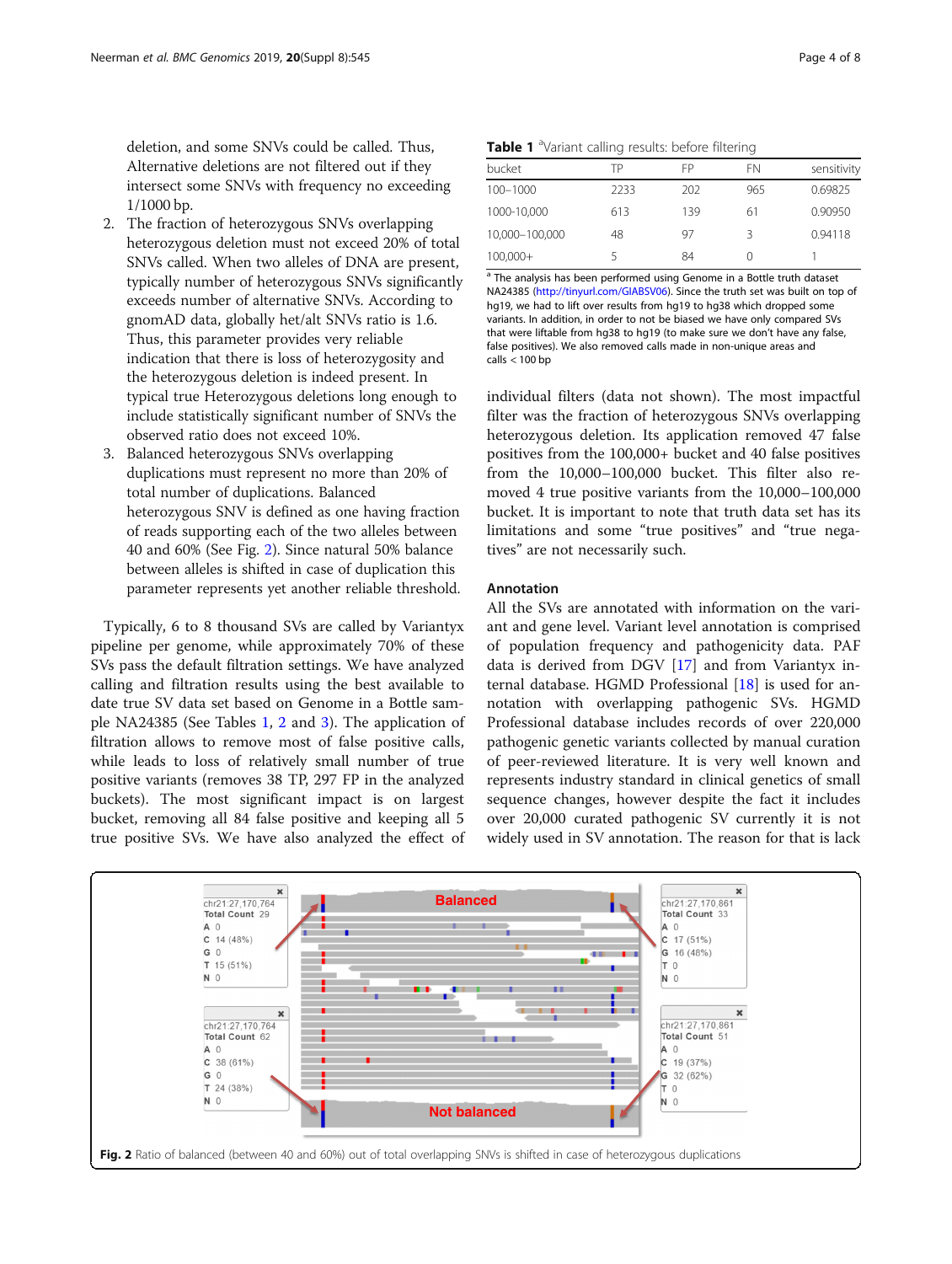deletion, and some SNVs could be called. Thus, Alternative deletions are not filtered out if they intersect some SNVs with frequency no exceeding 1/1000 bp.

2. The fraction of heterozygous SNVs overlapping heterozygous deletion must not exceed 20% of total SNVs called. When two alleles of DNA are present, typically number of heterozygous SNVs significantly exceeds number of alternative SNVs. According to gnomAD data, globally het/alt SNVs ratio is 1.6. Thus, this parameter provides very reliable indication that there is loss of heterozygosity and the heterozygous deletion is indeed present. In typical true Heterozygous deletions long enough to include statistically significant number of SNVs the observed ratio does not exceed 10%.
3. Balanced heterozygous SNVs overlapping duplications must represent no more than 20% of total number of duplications. Balanced heterozygous SNV is defined as one having fraction of reads supporting each of the two alleles between 40 and 60% (See Fig. 2). Since natural 50% balance between alleles is shifted in case of duplication this parameter represents yet another reliable threshold.

Typically, 6 to 8 thousand SVs are called by Variantyx pipeline per genome, while approximately 70% of these SVs pass the default filtration settings. We have analyzed calling and filtration results using the best available to date true SV data set based on Genome in a Bottle sample NA24385 (See Tables 1, 2 and 3). The application of filtration allows to remove most of false positive calls, while leads to loss of relatively small number of true positive variants (removes 38 TP, 297 FP in the analyzed buckets). The most significant impact is on largest bucket, removing all 84 false positive and keeping all 5 true positive SVs. We have also analyzed the effect of individual filters (data not shown). The most impactful filter was the fraction of heterozygous SNVs overlapping heterozygous deletion. Its application removed 47 false positives from the 100,000+ bucket and 40 false positives from the 10,000–100,000 bucket. This filter also removed 4 true positive variants from the 10,000–100,000 bucket. It is important to note that truth data set has its limitations and some "true positives" and "true negatives" are not necessarily such.

**Table 1** [a]Variant calling results: before filtering

| bucket | TP | FP | FN | sensitivity |
|---|---|---|---|---|
| 100–1000 | 2233 | 202 | 965 | 0.69825 |
| 1000-10,000 | 613 | 139 | 61 | 0.90950 |
| 10,000–100,000 | 48 | 97 | 3 | 0.94118 |
| 100,000+ | 5 | 84 | 0 | 1 |

[a] The analysis has been performed using Genome in a Bottle truth dataset NA24385 (http://tinyurl.com/GIABSV06). Since the truth set was built on top of hg19, we had to lift over results from hg19 to hg38 which dropped some variants. In addition, in order to not be biased we have only compared SVs that were liftable from hg38 to hg19 (to make sure we don't have any false, false positives). We also removed calls made in non-unique areas and calls < 100 bp

## Annotation

All the SVs are annotated with information on the variant and gene level. Variant level annotation is comprised of population frequency and pathogenicity data. PAF data is derived from DGV [17] and from Variantyx internal database. HGMD Professional [18] is used for annotation with overlapping pathogenic SVs. HGMD Professional database includes records of over 220,000 pathogenic genetic variants collected by manual curation of peer-reviewed literature. It is very well known and represents industry standard in clinical genetics of small sequence changes, however despite the fact it includes over 20,000 curated pathogenic SV currently it is not widely used in SV annotation. The reason for that is lack

**Fig. 2** Ratio of balanced (between 40 and 60%) out of total overlapping SNVs is shifted in case of heterozygous duplications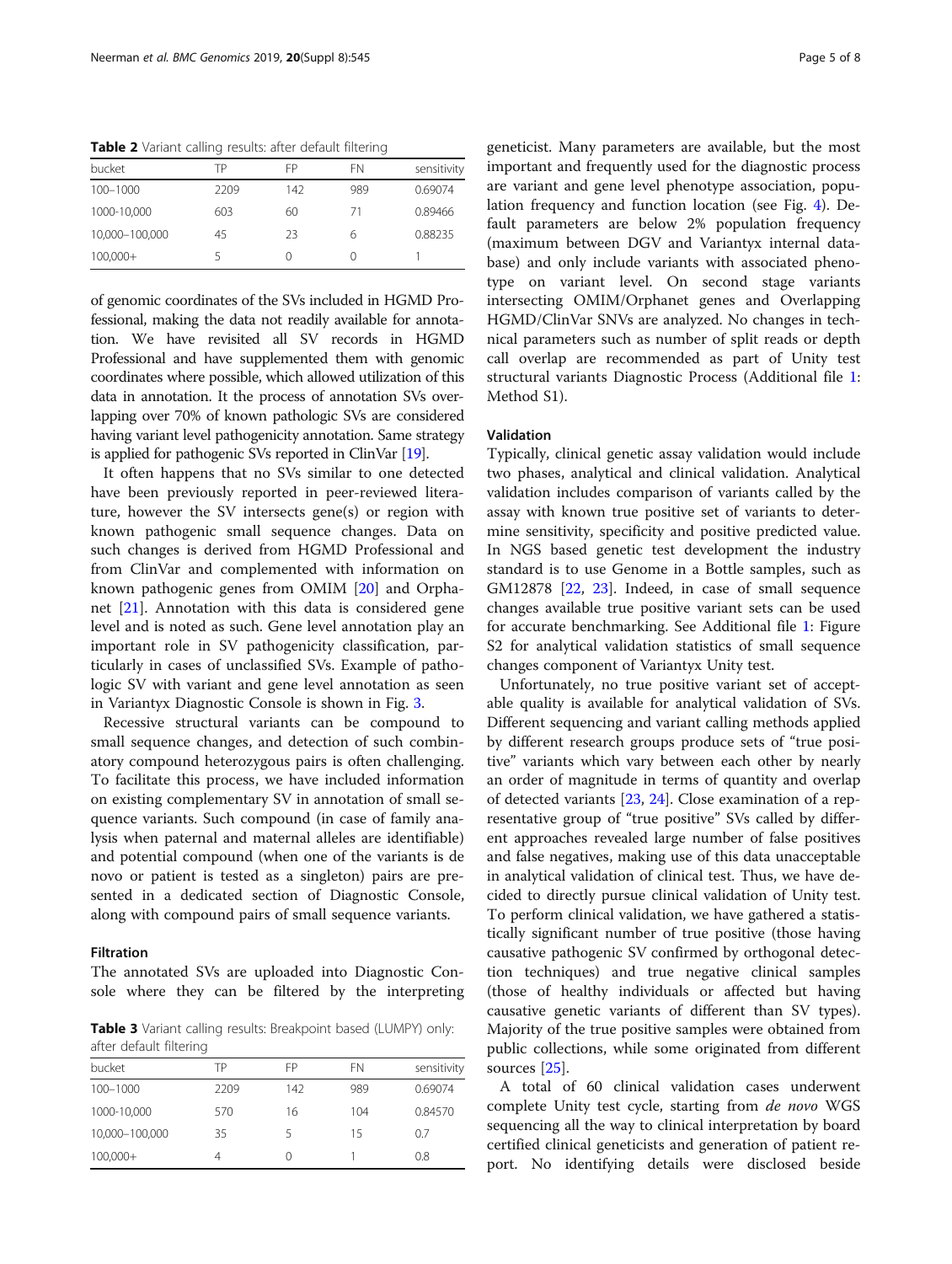**Table 2** Variant calling results: after default filtering

| bucket | TP | FP | FN | sensitivity |
|---|---|---|---|---|
| 100–1000 | 2209 | 142 | 989 | 0.69074 |
| 1000-10,000 | 603 | 60 | 71 | 0.89466 |
| 10,000–100,000 | 45 | 23 | 6 | 0.88235 |
| 100,000+ | 5 | 0 | 0 | 1 |

of genomic coordinates of the SVs included in HGMD Professional, making the data not readily available for annotation. We have revisited all SV records in HGMD Professional and have supplemented them with genomic coordinates where possible, which allowed utilization of this data in annotation. It the process of annotation SVs overlapping over 70% of known pathologic SVs are considered having variant level pathogenicity annotation. Same strategy is applied for pathogenic SVs reported in ClinVar [19].

It often happens that no SVs similar to one detected have been previously reported in peer-reviewed literature, however the SV intersects gene(s) or region with known pathogenic small sequence changes. Data on such changes is derived from HGMD Professional and from ClinVar and complemented with information on known pathogenic genes from OMIM [20] and Orphanet [21]. Annotation with this data is considered gene level and is noted as such. Gene level annotation play an important role in SV pathogenicity classification, particularly in cases of unclassified SVs. Example of pathologic SV with variant and gene level annotation as seen in Variantyx Diagnostic Console is shown in Fig. 3.

Recessive structural variants can be compound to small sequence changes, and detection of such combinatory compound heterozygous pairs is often challenging. To facilitate this process, we have included information on existing complementary SV in annotation of small sequence variants. Such compound (in case of family analysis when paternal and maternal alleles are identifiable) and potential compound (when one of the variants is de novo or patient is tested as a singleton) pairs are presented in a dedicated section of Diagnostic Console, along with compound pairs of small sequence variants.

### Filtration

The annotated SVs are uploaded into Diagnostic Console where they can be filtered by the interpreting geneticist. Many parameters are available, but the most important and frequently used for the diagnostic process are variant and gene level phenotype association, population frequency and function location (see Fig. 4). Default parameters are below 2% population frequency (maximum between DGV and Variantyx internal database) and only include variants with associated phenotype on variant level. On second stage variants intersecting OMIM/Orphanet genes and Overlapping HGMD/ClinVar SNVs are analyzed. No changes in technical parameters such as number of split reads or depth call overlap are recommended as part of Unity test structural variants Diagnostic Process (Additional file 1: Method S1).

**Table 3** Variant calling results: Breakpoint based (LUMPY) only: after default filtering

| bucket | TP | FP | FN | sensitivity |
|---|---|---|---|---|
| 100–1000 | 2209 | 142 | 989 | 0.69074 |
| 1000-10,000 | 570 | 16 | 104 | 0.84570 |
| 10,000–100,000 | 35 | 5 | 15 | 0.7 |
| 100,000+ | 4 | 0 | 1 | 0.8 |

### Validation

Typically, clinical genetic assay validation would include two phases, analytical and clinical validation. Analytical validation includes comparison of variants called by the assay with known true positive set of variants to determine sensitivity, specificity and positive predicted value. In NGS based genetic test development the industry standard is to use Genome in a Bottle samples, such as GM12878 [22, 23]. Indeed, in case of small sequence changes available true positive variant sets can be used for accurate benchmarking. See Additional file 1: Figure S2 for analytical validation statistics of small sequence changes component of Variantyx Unity test.

Unfortunately, no true positive variant set of acceptable quality is available for analytical validation of SVs. Different sequencing and variant calling methods applied by different research groups produce sets of "true positive" variants which vary between each other by nearly an order of magnitude in terms of quantity and overlap of detected variants [23, 24]. Close examination of a representative group of "true positive" SVs called by different approaches revealed large number of false positives and false negatives, making use of this data unacceptable in analytical validation of clinical test. Thus, we have decided to directly pursue clinical validation of Unity test. To perform clinical validation, we have gathered a statistically significant number of true positive (those having causative pathogenic SV confirmed by orthogonal detection techniques) and true negative clinical samples (those of healthy individuals or affected but having causative genetic variants of different than SV types). Majority of the true positive samples were obtained from public collections, while some originated from different sources [25].

A total of 60 clinical validation cases underwent complete Unity test cycle, starting from *de novo* WGS sequencing all the way to clinical interpretation by board certified clinical geneticists and generation of patient report. No identifying details were disclosed beside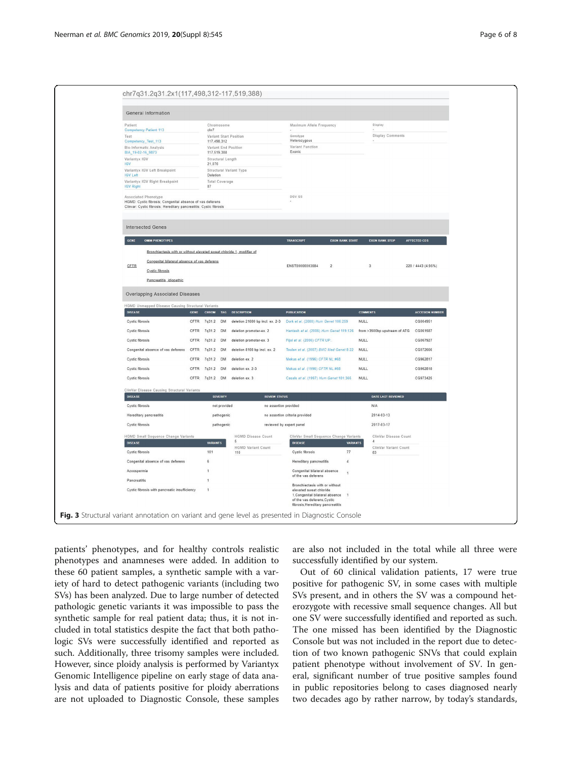chr7q31.2q31.2x1(117,498,312-117,519,388)

General Information

| Patient | Chromosome | Maximum Allele Frequency | Display |
|---|---|---|---|
| Competency Patient 113 | chr7 | - | - |
| Test | Variant Start Position | Genotype | Display Comments |
| Competency_Test_113 | 117,498,312 | Heterozygous | - |
| Bio-Informatic Analysis | Variant End Position | Variant Function | |
| BIA_19-02-16_9873 | 117,519,388 | Exonic | |
| Variantyx IGV | Structural Length | | |
| IGV | 21,076 | | |
| Variantyx IGV Left Breakpoint | Structural Variant Type | | |
| IGV Left | Deletion | | |
| Variantyx IGV Right Breakpoint | Total Coverage | | |
| IGV Right | 87 | | |

Associated Phenotype
HGMD: Cystic fibrosis; Congenital absence of vas deferens
Clinvar: Cystic fibrosis; Hereditary pancreatitis; Cystic fibrosis

DGV GS
-

Intersected Genes

| GENE | OMIM PHENOTYPES | TRANSCRIPT | EXON RANK START | EXON RANK STOP | AFFECTED CDS |
|---|---|---|---|---|---|
| CFTR | Bronchiectasis with or without elevated sweat chloride 1, modifier of; Congenital bilateral absence of vas deferens; Cystic fibrosis; Pancreatitis, idiopathic | ENST00000003084 | 2 | 3 | 220 / 4443 (4.95%) |

Overlapping Associated Diseases

HGMD Unmapped Disease Causing Structural Variants

| DISEASE | GENE | CHROM | TAG | DESCRIPTION | PUBLICATION | COMMENTS | ACCESSION NUMBER |
|---|---|---|---|---|---|---|---|
| Cystic fibrosis | CFTR | 7q31.2 | DM | deletion 21080 bp incl. ex. 2-3 | Dork et al. (2000) Hum Genet 106:259 | NULL | CG004951 |
| Cystic fibrosis | CFTR | 7q31.2 | DM | deletion promoter-ex. 2 | Hantash et al. (2006) Hum Genet 119:126 | from >3500bp upstream of ATG | CG061587 |
| Cystic fibrosis | CFTR | 7q31.2 | DM | deletion promoter-ex. 3 | Fijol et al. (2006) CFTR UP: | NULL | CG067927 |
| Congenital absence of vas deferens | CFTR | 7q31.2 | DM | deletion 8108 bp incl. ex. 2 | Taulan et al. (2007) BMC Med Genet 8:22 | NULL | CG072666 |
| Cystic fibrosis | CFTR | 7q31.2 | DM | deletion ex. 2 | Mekus et al. (1996) CFTR NL #68 | NULL | CG962817 |
| Cystic fibrosis | CFTR | 7q31.2 | DM | deletion ex. 2-3 | Mekus et al. (1996) CFTR NL #68 | NULL | CG962818 |
| Cystic fibrosis | CFTR | 7q31.2 | DM | deletion ex. 3 | Casals et al. (1997) Hum Genet 101:365 | NULL | CG973426 |

ClinVar Disease Causing Structural Variants

| DISEASE | SEVERITY | REVIEW STATUS | DATE LAST REVIEWED |
|---|---|---|---|
| Cystic fibrosis | not provided | no assertion provided | N/A |
| Hereditary pancreatitis | pathogenic | no assertion criteria provided | 2014-03-13 |
| Cystic fibrosis | pathogenic | reviewed by expert panel | 2017-03-17 |

HGMD Small Sequence Change Variants

| DISEASE | VARIANTS |
|---|---|
| Cystic fibrosis | 101 |
| Congenital absence of vas deferens | 6 |
| Azoospermia | 1 |
| Pancreatitis | 1 |
| Cystic fibrosis with pancreatic insufficiency | 1 |

HGMD Disease Count: 5
HGMD Variant Count: 110

ClinVar Small Sequence Change Variants

| DISEASE | VARIANTS |
|---|---|
| Cystic fibrosis | 77 |
| Hereditary pancreatitis | 4 |
| Congenital bilateral absence of the vas deferens | 1 |
| Bronchiectasis with or without elevated sweat chloride 1,Congenital bilateral absence of the vas deferens,Cystic fibrosis,Hereditary pancreatitis | 1 |

ClinVar Disease Count: 4
ClinVar Variant Count: 83

**Fig. 3** Structural variant annotation on variant and gene level as presented in Diagnostic Console

patients' phenotypes, and for healthy controls realistic phenotypes and anamneses were added. In addition to these 60 patient samples, a synthetic sample with a variety of hard to detect pathogenic variants (including two SVs) has been analyzed. Due to large number of detected pathologic genetic variants it was impossible to pass the synthetic sample for real patient data; thus, it is not included in total statistics despite the fact that both pathologic SVs were successfully identified and reported as such. Additionally, three trisomy samples were included. However, since ploidy analysis is performed by Variantyx Genomic Intelligence pipeline on early stage of data analysis and data of patients positive for ploidy aberrations are not uploaded to Diagnostic Console, these samples are also not included in the total while all three were successfully identified by our system.

Out of 60 clinical validation patients, 17 were true positive for pathogenic SV, in some cases with multiple SVs present, and in others the SV was a compound heterozygote with recessive small sequence changes. All but one SV were successfully identified and reported as such. The one missed has been identified by the Diagnostic Console but was not included in the report due to detection of two known pathogenic SNVs that could explain patient phenotype without involvement of SV. In general, significant number of true positive samples found in public repositories belong to cases diagnosed nearly two decades ago by rather narrow, by today's standards,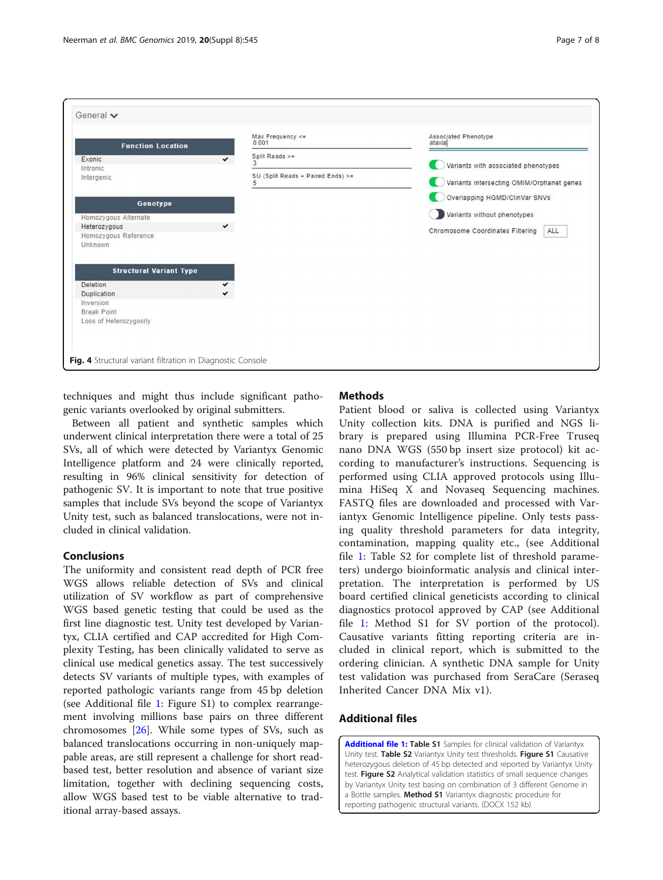Fig. 4 Structural variant filtration in Diagnostic Console

techniques and might thus include significant pathogenic variants overlooked by original submitters.

Between all patient and synthetic samples which underwent clinical interpretation there were a total of 25 SVs, all of which were detected by Variantyx Genomic Intelligence platform and 24 were clinically reported, resulting in 96% clinical sensitivity for detection of pathogenic SV. It is important to note that true positive samples that include SVs beyond the scope of Variantyx Unity test, such as balanced translocations, were not included in clinical validation.

## Conclusions

The uniformity and consistent read depth of PCR free WGS allows reliable detection of SVs and clinical utilization of SV workflow as part of comprehensive WGS based genetic testing that could be used as the first line diagnostic test. Unity test developed by Variantyx, CLIA certified and CAP accredited for High Complexity Testing, has been clinically validated to serve as clinical use medical genetics assay. The test successively detects SV variants of multiple types, with examples of reported pathologic variants range from 45 bp deletion (see Additional file 1: Figure S1) to complex rearrangement involving millions base pairs on three different chromosomes [26]. While some types of SVs, such as balanced translocations occurring in non-uniquely mappable areas, are still represent a challenge for short read-based test, better resolution and absence of variant size limitation, together with declining sequencing costs, allow WGS based test to be viable alternative to traditional array-based assays.

## Methods

Patient blood or saliva is collected using Variantyx Unity collection kits. DNA is purified and NGS library is prepared using Illumina PCR-Free Truseq nano DNA WGS (550 bp insert size protocol) kit according to manufacturer's instructions. Sequencing is performed using CLIA approved protocols using Illumina HiSeq X and Novaseq Sequencing machines. FASTQ files are downloaded and processed with Variantyx Genomic Intelligence pipeline. Only tests passing quality threshold parameters for data integrity, contamination, mapping quality etc., (see Additional file 1: Table S2 for complete list of threshold parameters) undergo bioinformatic analysis and clinical interpretation. The interpretation is performed by US board certified clinical geneticists according to clinical diagnostics protocol approved by CAP (see Additional file 1: Method S1 for SV portion of the protocol). Causative variants fitting reporting criteria are included in clinical report, which is submitted to the ordering clinician. A synthetic DNA sample for Unity test validation was purchased from SeraCare (Seraseq Inherited Cancer DNA Mix v1).

## Additional files

**Additional file 1: Table S1** Samples for clinical validation of Variantyx Unity test. **Table S2** Variantyx Unity test thresholds. **Figure S1** Causative heterozygous deletion of 45 bp detected and reported by Variantyx Unity test. **Figure S2** Analytical validation statistics of small sequence changes by Variantyx Unity test basing on combination of 3 different Genome in a Bottle samples. **Method S1** Variantyx diagnostic procedure for reporting pathogenic structural variants. (DOCX 152 kb)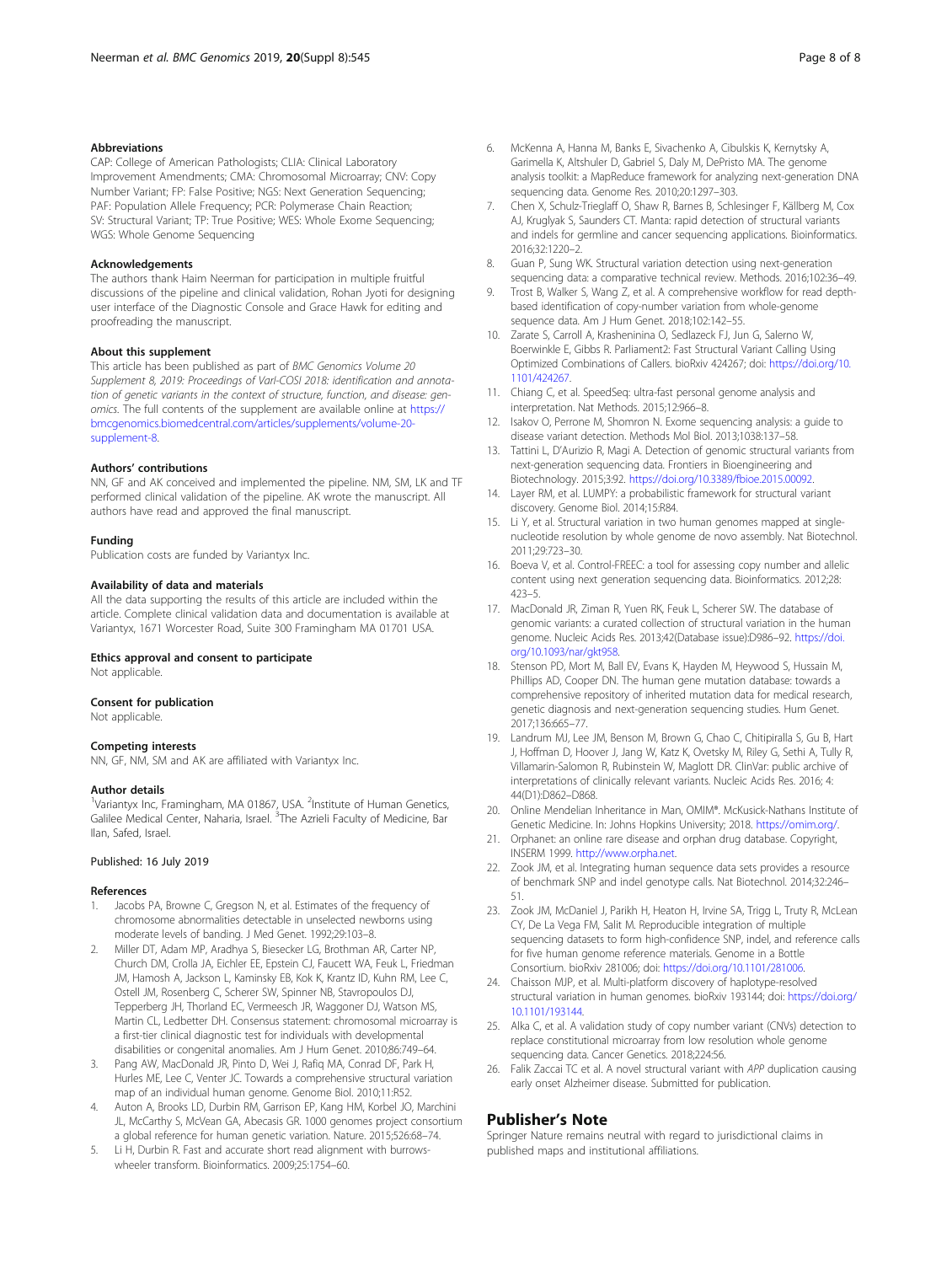### Abbreviations

CAP: College of American Pathologists; CLIA: Clinical Laboratory Improvement Amendments; CMA: Chromosomal Microarray; CNV: Copy Number Variant; FP: False Positive; NGS: Next Generation Sequencing; PAF: Population Allele Frequency; PCR: Polymerase Chain Reaction; SV: Structural Variant; TP: True Positive; WES: Whole Exome Sequencing; WGS: Whole Genome Sequencing

### Acknowledgements

The authors thank Haim Neerman for participation in multiple fruitful discussions of the pipeline and clinical validation, Rohan Jyoti for designing user interface of the Diagnostic Console and Grace Hawk for editing and proofreading the manuscript.

### About this supplement

This article has been published as part of *BMC Genomics Volume 20 Supplement 8, 2019: Proceedings of VarI-COSI 2018: identification and annotation of genetic variants in the context of structure, function, and disease: genomics*. The full contents of the supplement are available online at https://bmcgenomics.biomedcentral.com/articles/supplements/volume-20-supplement-8.

### Authors' contributions

NN, GF and AK conceived and implemented the pipeline. NM, SM, LK and TF performed clinical validation of the pipeline. AK wrote the manuscript. All authors have read and approved the final manuscript.

### Funding

Publication costs are funded by Variantyx Inc.

### Availability of data and materials

All the data supporting the results of this article are included within the article. Complete clinical validation data and documentation is available at Variantyx, 1671 Worcester Road, Suite 300 Framingham MA 01701 USA.

### Ethics approval and consent to participate

Not applicable.

### Consent for publication

Not applicable.

### Competing interests

NN, GF, NM, SM and AK are affiliated with Variantyx Inc.

### Author details

[1]Variantyx Inc, Framingham, MA 01867, USA. [2]Institute of Human Genetics, Galilee Medical Center, Nahariа, Israel. [3]The Azrieli Faculty of Medicine, Bar Ilan, Safed, Israel.

Published: 16 July 2019

### References

1. Jacobs PA, Browne C, Gregson N, et al. Estimates of the frequency of chromosome abnormalities detectable in unselected newborns using moderate levels of banding. J Med Genet. 1992;29:103–8.
2. Miller DT, Adam MP, Aradhya S, Biesecker LG, Brothman AR, Carter NP, Church DM, Crolla JA, Eichler EE, Epstein CJ, Faucett WA, Feuk L, Friedman JM, Hamosh A, Jackson L, Kaminsky EB, Kok K, Krantz ID, Kuhn RM, Lee C, Ostell JM, Rosenberg C, Scherer SW, Spinner NB, Stavropoulos DJ, Tepperberg JH, Thorland EC, Vermeesch JR, Waggoner DJ, Watson MS, Martin CL, Ledbetter DH. Consensus statement: chromosomal microarray is a first-tier clinical diagnostic test for individuals with developmental disabilities or congenital anomalies. Am J Hum Genet. 2010;86:749–64.
3. Pang AW, MacDonald JR, Pinto D, Wei J, Rafiq MA, Conrad DF, Park H, Hurles ME, Lee C, Venter JC. Towards a comprehensive structural variation map of an individual human genome. Genome Biol. 2010;11:R52.
4. Auton A, Brooks LD, Durbin RM, Garrison EP, Kang HM, Korbel JO, Marchini JL, McCarthy S, McVean GA, Abecasis GR. 1000 genomes project consortium a global reference for human genetic variation. Nature. 2015;526:68–74.
5. Li H, Durbin R. Fast and accurate short read alignment with burrows-wheeler transform. Bioinformatics. 2009;25:1754–60.
6. McKenna A, Hanna M, Banks E, Sivachenko A, Cibulskis K, Kernytsky A, Garimella K, Altshuler D, Gabriel S, Daly M, DePristo MA. The genome analysis toolkit: a MapReduce framework for analyzing next-generation DNA sequencing data. Genome Res. 2010;20:1297–303.
7. Chen X, Schulz-Trieglaff O, Shaw R, Barnes B, Schlesinger F, Källberg M, Cox AJ, Kruglyak S, Saunders CT. Manta: rapid detection of structural variants and indels for germline and cancer sequencing applications. Bioinformatics. 2016;32:1220–2.
8. Guan P, Sung WK. Structural variation detection using next-generation sequencing data: a comparative technical review. Methods. 2016;102:36–49.
9. Trost B, Walker S, Wang Z, et al. A comprehensive workflow for read depth-based identification of copy-number variation from whole-genome sequence data. Am J Hum Genet. 2018;102:142–55.
10. Zarate S, Carroll A, Krasheninina O, Sedlazeck FJ, Jun G, Salerno W, Boerwinkle E, Gibbs R. Parliament2: Fast Structural Variant Calling Using Optimized Combinations of Callers. bioRxiv 424267; doi: https://doi.org/10.1101/424267.
11. Chiang C, et al. SpeedSeq: ultra-fast personal genome analysis and interpretation. Nat Methods. 2015;12:966–8.
12. Isakov O, Perrone M, Shomron N. Exome sequencing analysis: a guide to disease variant detection. Methods Mol Biol. 2013;1038:137–58.
13. Tattini L, D'Aurizio R, Magi A. Detection of genomic structural variants from next-generation sequencing data. Frontiers in Bioengineering and Biotechnology. 2015;3:92. https://doi.org/10.3389/fbioe.2015.00092.
14. Layer RM, et al. LUMPY: a probabilistic framework for structural variant discovery. Genome Biol. 2014;15:R84.
15. Li Y, et al. Structural variation in two human genomes mapped at single-nucleotide resolution by whole genome de novo assembly. Nat Biotechnol. 2011;29:723–30.
16. Boeva V, et al. Control-FREEC: a tool for assessing copy number and allelic content using next generation sequencing data. Bioinformatics. 2012;28:423–5.
17. MacDonald JR, Ziman R, Yuen RK, Feuk L, Scherer SW. The database of genomic variants: a curated collection of structural variation in the human genome. Nucleic Acids Res. 2013;42(Database issue):D986–92. https://doi.org/10.1093/nar/gkt958.
18. Stenson PD, Mort M, Ball EV, Evans K, Hayden M, Heywood S, Hussain M, Phillips AD, Cooper DN. The human gene mutation database: towards a comprehensive repository of inherited mutation data for medical research, genetic diagnosis and next-generation sequencing studies. Hum Genet. 2017;136:665–77.
19. Landrum MJ, Lee JM, Benson M, Brown G, Chao C, Chitipiralla S, Gu B, Hart J, Hoffman D, Hoover J, Jang W, Katz K, Ovetsky M, Riley G, Sethi A, Tully R, Villamarin-Salomon R, Rubinstein W, Maglott DR. ClinVar: public archive of interpretations of clinically relevant variants. Nucleic Acids Res. 2016; 4: 44(D1):D862–D868.
20. Online Mendelian Inheritance in Man, OMIM®. McKusick-Nathans Institute of Genetic Medicine. In: Johns Hopkins University; 2018. https://omim.org/.
21. Orphanet: an online rare disease and orphan drug database. Copyright, INSERM 1999. http://www.orpha.net.
22. Zook JM, et al. Integrating human sequence data sets provides a resource of benchmark SNP and indel genotype calls. Nat Biotechnol. 2014;32:246–51.
23. Zook JM, McDaniel J, Parikh H, Heaton H, Irvine SA, Trigg L, Truty R, McLean CY, De La Vega FM, Salit M. Reproducible integration of multiple sequencing datasets to form high-confidence SNP, indel, and reference calls for five human genome reference materials. Genome in a Bottle Consortium. bioRxiv 281006; doi: https://doi.org/10.1101/281006.
24. Chaisson MJP, et al. Multi-platform discovery of haplotype-resolved structural variation in human genomes. bioRxiv 193144; doi: https://doi.org/10.1101/193144.
25. Alka C, et al. A validation study of copy number variant (CNVs) detection to replace constitutional microarray from low resolution whole genome sequencing data. Cancer Genetics. 2018;224:56.
26. Falik Zaccai TC et al. A novel structural variant with *APP* duplication causing early onset Alzheimer disease. Submitted for publication.

## Publisher's Note

Springer Nature remains neutral with regard to jurisdictional claims in published maps and institutional affiliations.